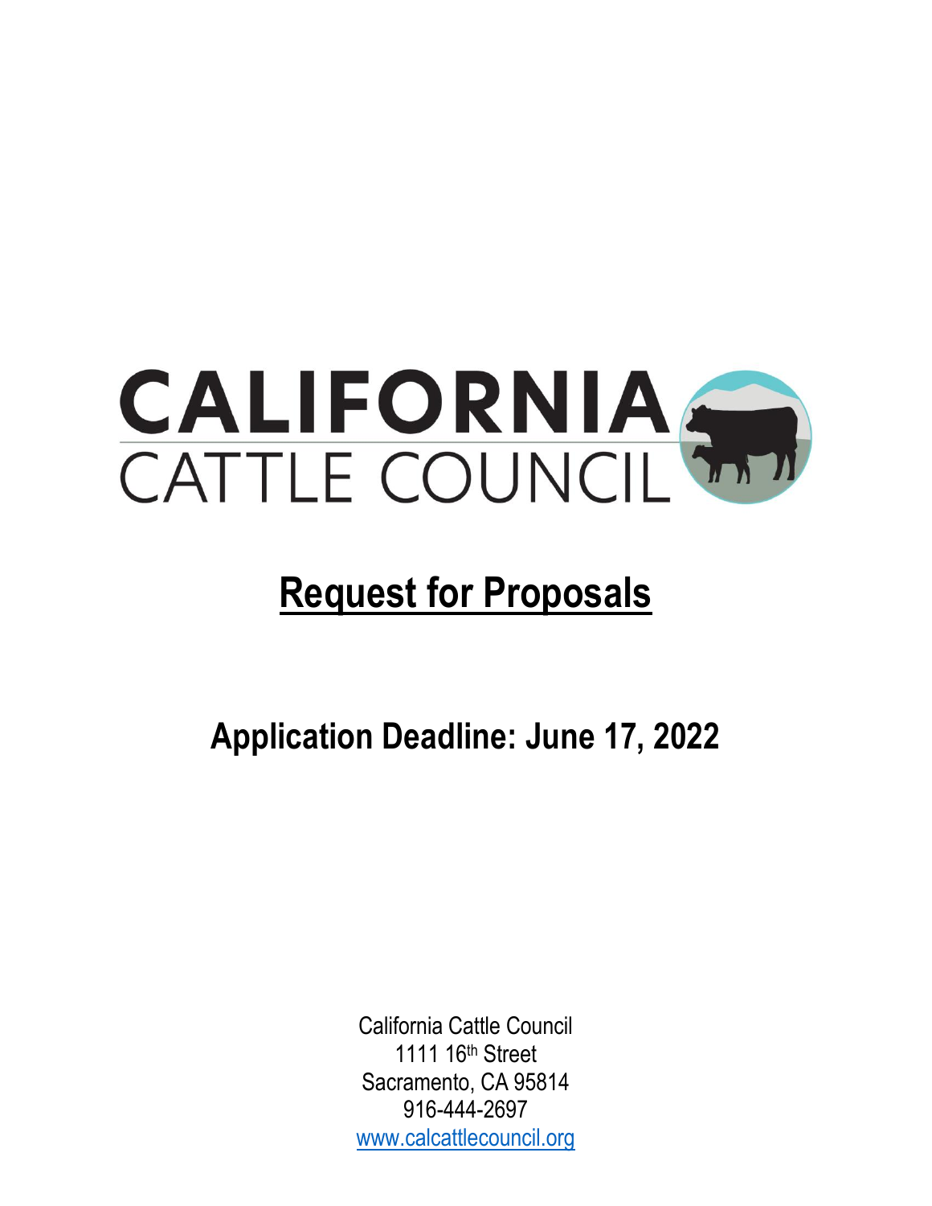# CALIFORNIA CATTLE COUNCIL

# Request for Proposals

## Application Deadline: June 17, 2022

California Cattle Council
1111 16th Street
Sacramento, CA 95814
916-444-2697
www.calcattlecouncil.org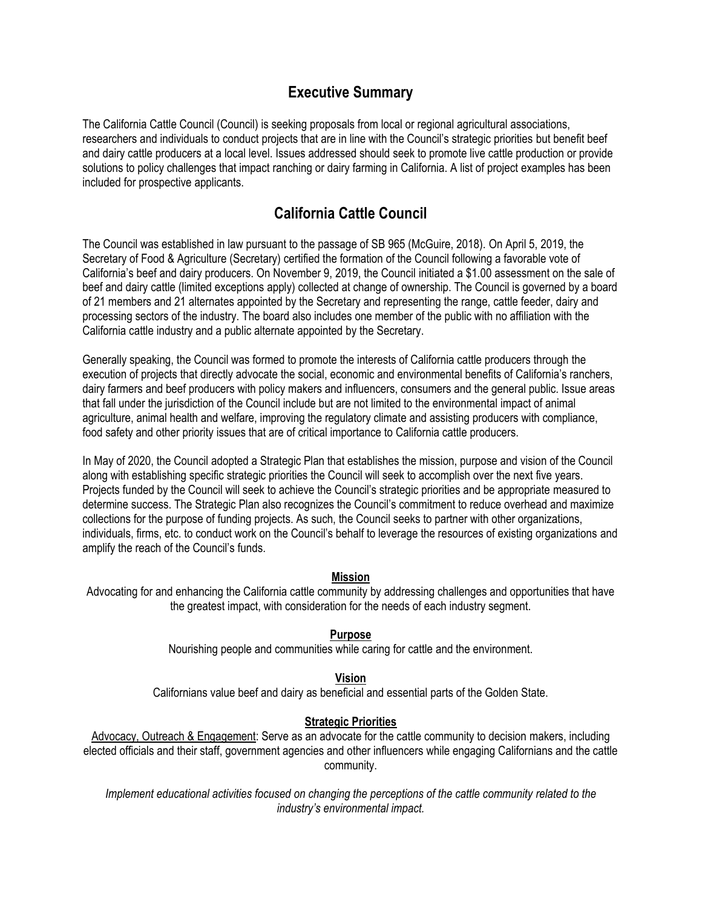## Executive Summary

The California Cattle Council (Council) is seeking proposals from local or regional agricultural associations, researchers and individuals to conduct projects that are in line with the Council's strategic priorities but benefit beef and dairy cattle producers at a local level. Issues addressed should seek to promote live cattle production or provide solutions to policy challenges that impact ranching or dairy farming in California. A list of project examples has been included for prospective applicants.

## California Cattle Council

The Council was established in law pursuant to the passage of SB 965 (McGuire, 2018). On April 5, 2019, the Secretary of Food & Agriculture (Secretary) certified the formation of the Council following a favorable vote of California's beef and dairy producers. On November 9, 2019, the Council initiated a $1.00 assessment on the sale of beef and dairy cattle (limited exceptions apply) collected at change of ownership. The Council is governed by a board of 21 members and 21 alternates appointed by the Secretary and representing the range, cattle feeder, dairy and processing sectors of the industry. The board also includes one member of the public with no affiliation with the California cattle industry and a public alternate appointed by the Secretary.

Generally speaking, the Council was formed to promote the interests of California cattle producers through the execution of projects that directly advocate the social, economic and environmental benefits of California's ranchers, dairy farmers and beef producers with policy makers and influencers, consumers and the general public. Issue areas that fall under the jurisdiction of the Council include but are not limited to the environmental impact of animal agriculture, animal health and welfare, improving the regulatory climate and assisting producers with compliance, food safety and other priority issues that are of critical importance to California cattle producers.

In May of 2020, the Council adopted a Strategic Plan that establishes the mission, purpose and vision of the Council along with establishing specific strategic priorities the Council will seek to accomplish over the next five years. Projects funded by the Council will seek to achieve the Council's strategic priorities and be appropriate measured to determine success. The Strategic Plan also recognizes the Council's commitment to reduce overhead and maximize collections for the purpose of funding projects. As such, the Council seeks to partner with other organizations, individuals, firms, etc. to conduct work on the Council's behalf to leverage the resources of existing organizations and amplify the reach of the Council's funds.

**Mission**

Advocating for and enhancing the California cattle community by addressing challenges and opportunities that have the greatest impact, with consideration for the needs of each industry segment.

**Purpose**

Nourishing people and communities while caring for cattle and the environment.

**Vision**

Californians value beef and dairy as beneficial and essential parts of the Golden State.

**Strategic Priorities**

Advocacy, Outreach & Engagement: Serve as an advocate for the cattle community to decision makers, including elected officials and their staff, government agencies and other influencers while engaging Californians and the cattle community.

*Implement educational activities focused on changing the perceptions of the cattle community related to the industry's environmental impact.*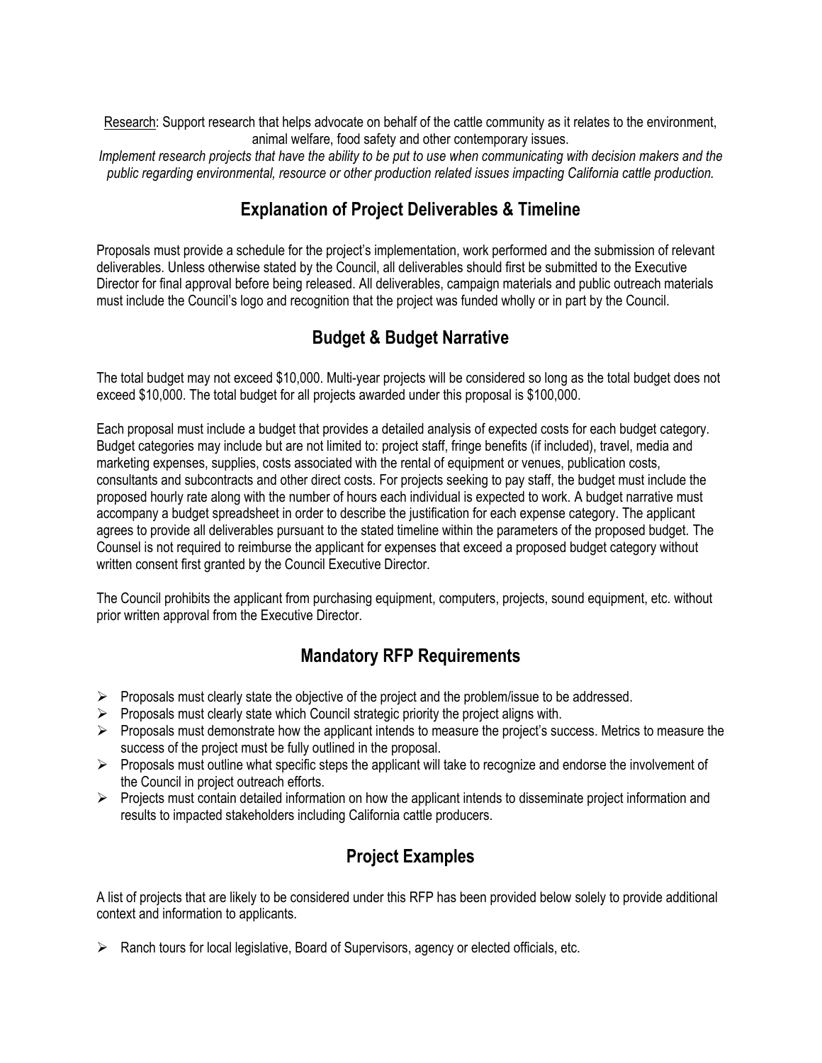<u>Research</u>: Support research that helps advocate on behalf of the cattle community as it relates to the environment, animal welfare, food safety and other contemporary issues.

*Implement research projects that have the ability to be put to use when communicating with decision makers and the public regarding environmental, resource or other production related issues impacting California cattle production.*

## Explanation of Project Deliverables & Timeline

Proposals must provide a schedule for the project's implementation, work performed and the submission of relevant deliverables. Unless otherwise stated by the Council, all deliverables should first be submitted to the Executive Director for final approval before being released. All deliverables, campaign materials and public outreach materials must include the Council's logo and recognition that the project was funded wholly or in part by the Council.

## Budget & Budget Narrative

The total budget may not exceed $10,000. Multi-year projects will be considered so long as the total budget does not exceed $10,000. The total budget for all projects awarded under this proposal is $100,000.

Each proposal must include a budget that provides a detailed analysis of expected costs for each budget category. Budget categories may include but are not limited to: project staff, fringe benefits (if included), travel, media and marketing expenses, supplies, costs associated with the rental of equipment or venues, publication costs, consultants and subcontracts and other direct costs. For projects seeking to pay staff, the budget must include the proposed hourly rate along with the number of hours each individual is expected to work. A budget narrative must accompany a budget spreadsheet in order to describe the justification for each expense category. The applicant agrees to provide all deliverables pursuant to the stated timeline within the parameters of the proposed budget. The Counsel is not required to reimburse the applicant for expenses that exceed a proposed budget category without written consent first granted by the Council Executive Director.

The Council prohibits the applicant from purchasing equipment, computers, projects, sound equipment, etc. without prior written approval from the Executive Director.

## Mandatory RFP Requirements

- Proposals must clearly state the objective of the project and the problem/issue to be addressed.
- Proposals must clearly state which Council strategic priority the project aligns with.
- Proposals must demonstrate how the applicant intends to measure the project's success. Metrics to measure the success of the project must be fully outlined in the proposal.
- Proposals must outline what specific steps the applicant will take to recognize and endorse the involvement of the Council in project outreach efforts.
- Projects must contain detailed information on how the applicant intends to disseminate project information and results to impacted stakeholders including California cattle producers.

## Project Examples

A list of projects that are likely to be considered under this RFP has been provided below solely to provide additional context and information to applicants.

- Ranch tours for local legislative, Board of Supervisors, agency or elected officials, etc.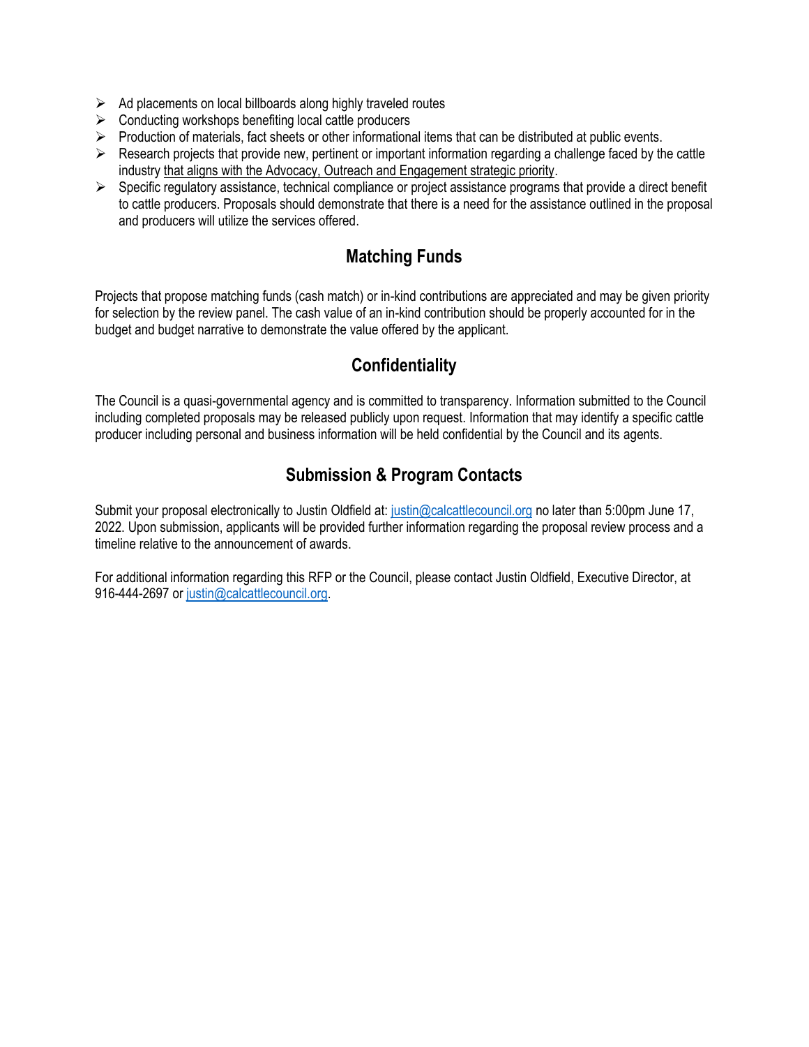- Ad placements on local billboards along highly traveled routes
- Conducting workshops benefiting local cattle producers
- Production of materials, fact sheets or other informational items that can be distributed at public events.
- Research projects that provide new, pertinent or important information regarding a challenge faced by the cattle industry <u>that aligns with the Advocacy, Outreach and Engagement strategic priority</u>.
- Specific regulatory assistance, technical compliance or project assistance programs that provide a direct benefit to cattle producers. Proposals should demonstrate that there is a need for the assistance outlined in the proposal and producers will utilize the services offered.

## Matching Funds

Projects that propose matching funds (cash match) or in-kind contributions are appreciated and may be given priority for selection by the review panel. The cash value of an in-kind contribution should be properly accounted for in the budget and budget narrative to demonstrate the value offered by the applicant.

## Confidentiality

The Council is a quasi-governmental agency and is committed to transparency. Information submitted to the Council including completed proposals may be released publicly upon request. Information that may identify a specific cattle producer including personal and business information will be held confidential by the Council and its agents.

## Submission & Program Contacts

Submit your proposal electronically to Justin Oldfield at: justin@calcattlecouncil.org no later than 5:00pm June 17, 2022. Upon submission, applicants will be provided further information regarding the proposal review process and a timeline relative to the announcement of awards.

For additional information regarding this RFP or the Council, please contact Justin Oldfield, Executive Director, at 916-444-2697 or justin@calcattlecouncil.org.